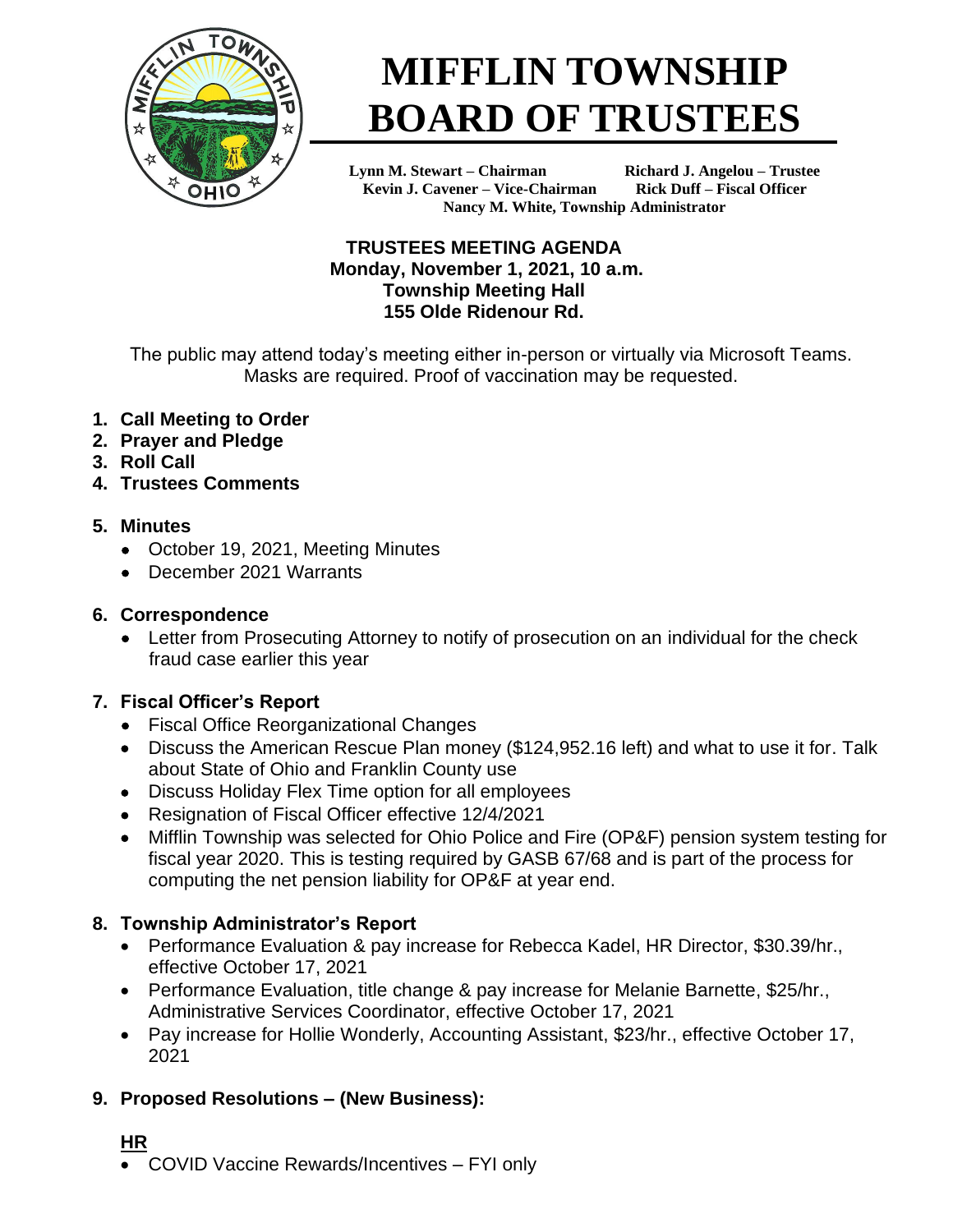# MIFFLIN TOWNSHIP BOARD OF TRUSTEES

**Lynn M. Stewart – Chairman** **Richard J. Angelou – Trustee**
**Kevin J. Cavener – Vice-Chairman** **Rick Duff – Fiscal Officer**
**Nancy M. White, Township Administrator**

**TRUSTEES MEETING AGENDA**
**Monday, November 1, 2021, 10 a.m.**
**Township Meeting Hall**
**155 Olde Ridenour Rd.**

The public may attend today's meeting either in-person or virtually via Microsoft Teams. Masks are required. Proof of vaccination may be requested.

1. **Call Meeting to Order**
2. **Prayer and Pledge**
3. **Roll Call**
4. **Trustees Comments**
5. **Minutes**
   - October 19, 2021, Meeting Minutes
   - December 2021 Warrants
6. **Correspondence**
   - Letter from Prosecuting Attorney to notify of prosecution on an individual for the check fraud case earlier this year
7. **Fiscal Officer's Report**
   - Fiscal Office Reorganizational Changes
   - Discuss the American Rescue Plan money ($124,952.16 left) and what to use it for. Talk about State of Ohio and Franklin County use
   - Discuss Holiday Flex Time option for all employees
   - Resignation of Fiscal Officer effective 12/4/2021
   - Mifflin Township was selected for Ohio Police and Fire (OP&F) pension system testing for fiscal year 2020. This is testing required by GASB 67/68 and is part of the process for computing the net pension liability for OP&F at year end.
8. **Township Administrator's Report**
   - Performance Evaluation & pay increase for Rebecca Kadel, HR Director, $30.39/hr., effective October 17, 2021
   - Performance Evaluation, title change & pay increase for Melanie Barnette, $25/hr., Administrative Services Coordinator, effective October 17, 2021
   - Pay increase for Hollie Wonderly, Accounting Assistant, $23/hr., effective October 17, 2021
9. **Proposed Resolutions – (New Business):**

**HR**

- COVID Vaccine Rewards/Incentives – FYI only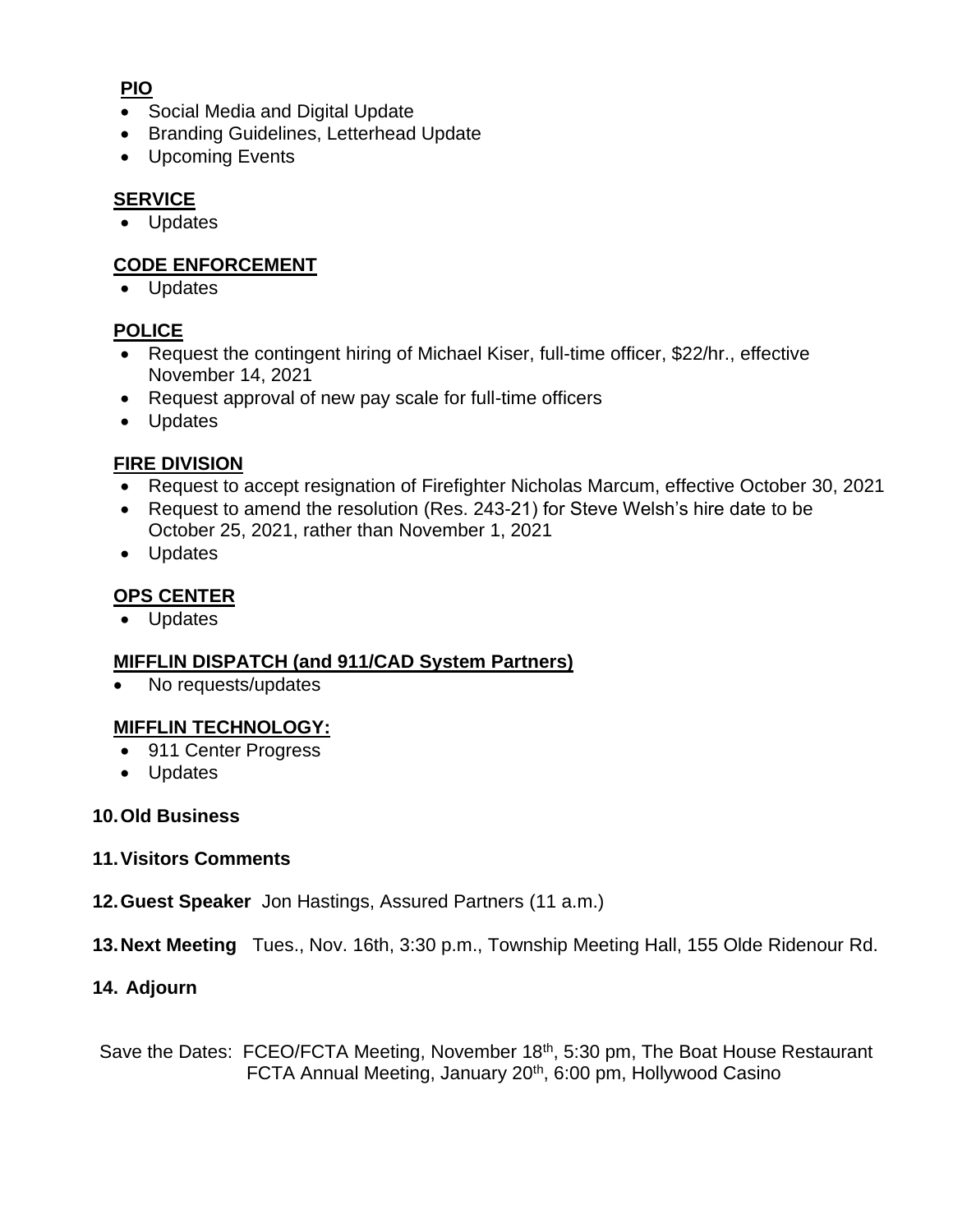**PIO**

- Social Media and Digital Update
- Branding Guidelines, Letterhead Update
- Upcoming Events

**SERVICE**

- Updates

**CODE ENFORCEMENT**

- Updates

**POLICE**

- Request the contingent hiring of Michael Kiser, full-time officer, $22/hr., effective November 14, 2021
- Request approval of new pay scale for full-time officers
- Updates

**FIRE DIVISION**

- Request to accept resignation of Firefighter Nicholas Marcum, effective October 30, 2021
- Request to amend the resolution (Res. 243-21) for Steve Welsh's hire date to be October 25, 2021, rather than November 1, 2021
- Updates

**OPS CENTER**

- Updates

**MIFFLIN DISPATCH (and 911/CAD System Partners)**

- No requests/updates

**MIFFLIN TECHNOLOGY:**

- 911 Center Progress
- Updates

**10. Old Business**

**11. Visitors Comments**

**12. Guest Speaker** Jon Hastings, Assured Partners (11 a.m.)

**13. Next Meeting** Tues., Nov. 16th, 3:30 p.m., Township Meeting Hall, 155 Olde Ridenour Rd.

**14. Adjourn**

Save the Dates: FCEO/FCTA Meeting, November 18th, 5:30 pm, The Boat House Restaurant
FCTA Annual Meeting, January 20th, 6:00 pm, Hollywood Casino